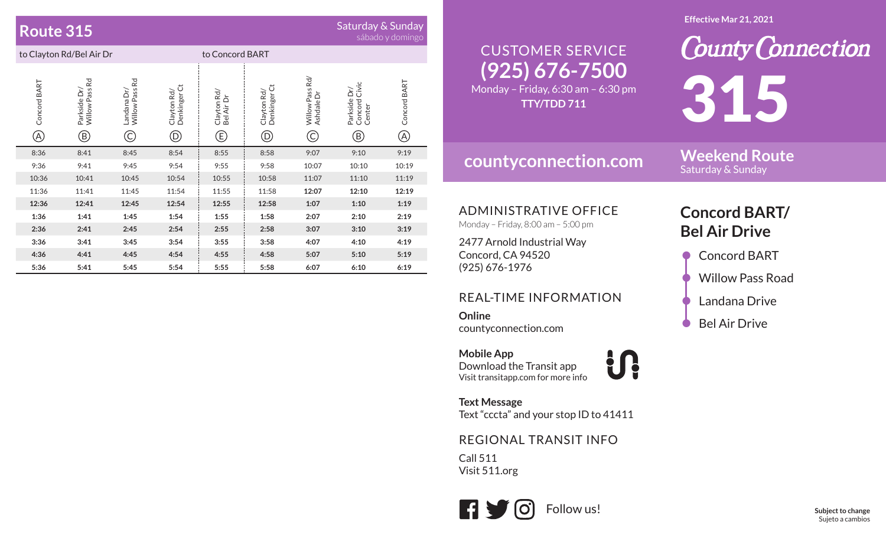## Route 315

Saturday & Sunday
sábado y domingo

| to Clayton Rd/Bel Air Dr | | | | | to Concord BART | | | |
|---|---|---|---|---|---|---|---|---|
| Concord BART (A) | Parkside Dr/ Willow Pass Rd (B) | Landana Dr/ Willow Pass Rd (C) | Clayton Rd/ Denkinger Ct (D) | Clayton Rd/ Bel Air Dr (E) | Clayton Rd/ Denkinger Ct (D) | Willow Pass Rd/ Ashdale Dr (C) | Parkside Dr/ Concord Civic Center (B) | Concord BART (A) |
| 8:36 | 8:41 | 8:45 | 8:54 | 8:55 | 8:58 | 9:07 | 9:10 | 9:19 |
| 9:36 | 9:41 | 9:45 | 9:54 | 9:55 | 9:58 | 10:07 | 10:10 | 10:19 |
| 10:36 | 10:41 | 10:45 | 10:54 | 10:55 | 10:58 | 11:07 | 11:10 | 11:19 |
| 11:36 | 11:41 | 11:45 | 11:54 | 11:55 | 11:58 | **12:07** | **12:10** | **12:19** |
| **12:36** | **12:41** | **12:45** | **12:54** | **12:55** | **12:58** | **1:07** | **1:10** | **1:19** |
| **1:36** | **1:41** | **1:45** | **1:54** | **1:55** | **1:58** | **2:07** | **2:10** | **2:19** |
| **2:36** | **2:41** | **2:45** | **2:54** | **2:55** | **2:58** | **3:07** | **3:10** | **3:19** |
| **3:36** | **3:41** | **3:45** | **3:54** | **3:55** | **3:58** | **4:07** | **4:10** | **4:19** |
| **4:36** | **4:41** | **4:45** | **4:54** | **4:55** | **4:58** | **5:07** | **5:10** | **5:19** |
| **5:36** | **5:41** | **5:45** | **5:54** | **5:55** | **5:58** | **6:07** | **6:10** | **6:19** |

## CUSTOMER SERVICE
**(925) 676-7500**
Monday – Friday, 6:30 am – 6:30 pm
**TTY/TDD 711**

**countyconnection.com**

## ADMINISTRATIVE OFFICE
Monday – Friday, 8:00 am – 5:00 pm

2477 Arnold Industrial Way
Concord, CA 94520
(925) 676-1976

## REAL-TIME INFORMATION

**Online**
countyconnection.com

**Mobile App**
Download the Transit app
Visit transitapp.com for more info

**Text Message**
Text "cccta" and your stop ID to 41411

## REGIONAL TRANSIT INFO
Call 511
Visit 511.org

Follow us!

**Effective Mar 21, 2021**

# County Connection 315

## Weekend Route
Saturday & Sunday

## Concord BART/ Bel Air Drive

- Concord BART
- Willow Pass Road
- Landana Drive
- Bel Air Drive

**Subject to change**
Sujeto a cambios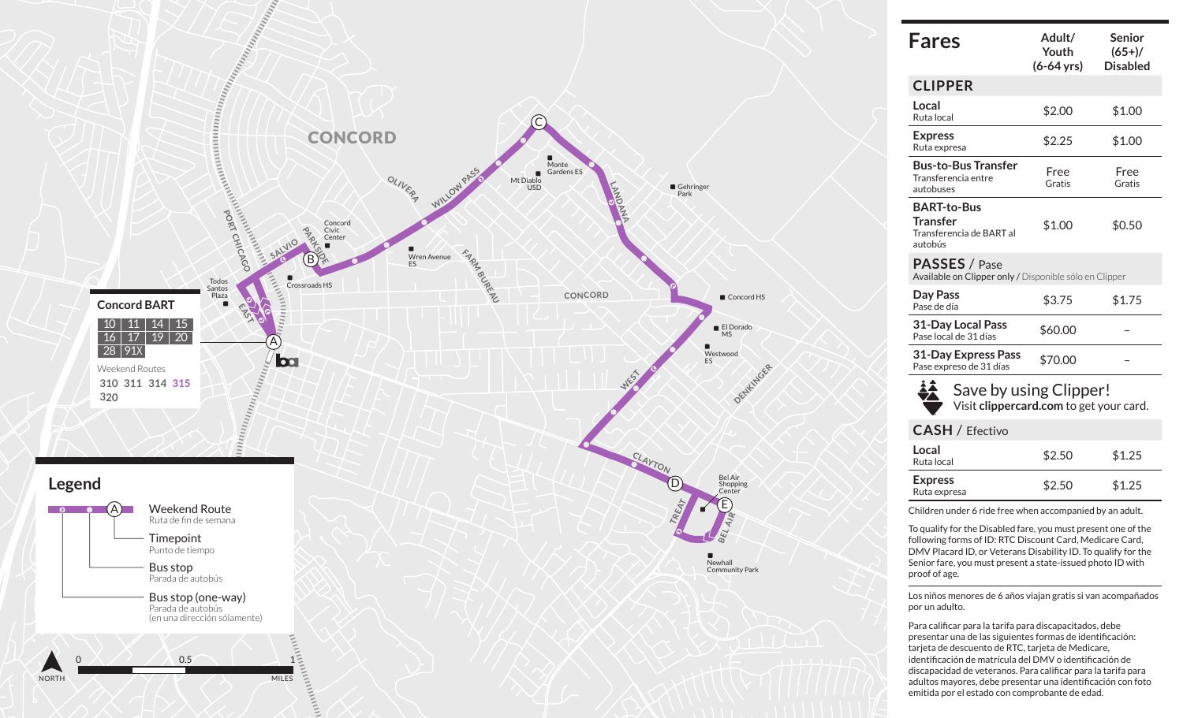CONCORD

Concord BART

| | | | |
|---|---|---|---|
| 10 | 11 | 14 | 15 |
| 16 | 17 | 19 | 20 |
| 28 | 91X | | |

Weekend Routes

310 311 314 315
320

## Legend

Weekend Route
Ruta de fin de semana

Timepoint
Punto de tiempo

Bus stop
Parada de autobús

Bus stop (one-way)
Parada de autobús
(en una dirección sólamente)

0 0.5 1
NORTH MILES

## Fares

| | Adult/ Youth (6-64 yrs) | Senior (65+)/ Disabled |
|---|---|---|
| **CLIPPER** | | |
| **Local** Ruta local | $2.00 | $1.00 |
| **Express** Ruta expresa | $2.25 | $1.00 |
| **Bus-to-Bus Transfer** Transferencia entre autobuses | Free Gratis | Free Gratis |
| **BART-to-Bus Transfer** Transferencia de BART al autobús | $1.00 | $0.50 |
| **PASSES** / Pase — Available on Clipper only / Disponible sólo en Clipper | | |
| **Day Pass** Pase de día | $3.75 | $1.75 |
| **31-Day Local Pass** Pase local de 31 días | $60.00 | – |
| **31-Day Express Pass** Pase expreso de 31 días | $70.00 | – |
| **CASH** / Efectivo | | |
| **Local** Ruta local | $2.50 | $1.25 |
| **Express** Ruta expresa | $2.50 | $1.25 |

Save by using Clipper!
Visit **clippercard.com** to get your card.

Children under 6 ride free when accompanied by an adult.

To qualify for the Disabled fare, you must present one of the following forms of ID: RTC Discount Card, Medicare Card, DMV Placard ID, or Veterans Disability ID. To qualify for the Senior fare, you must present a state-issued photo ID with proof of age.

Los niños menores de 6 años viajan gratis si van acompañados por un adulto.

Para calificar para la tarifa para discapacitados, debe presentar una de las siguientes formas de identificación: tarjeta de descuento de RTC, tarjeta de Medicare, identificación de matrícula del DMV o identificación de discapacidad de veteranos. Para calificar para la tarifa para adultos mayores, debe presentar una identificación con foto emitida por el estado con comprobante de edad.